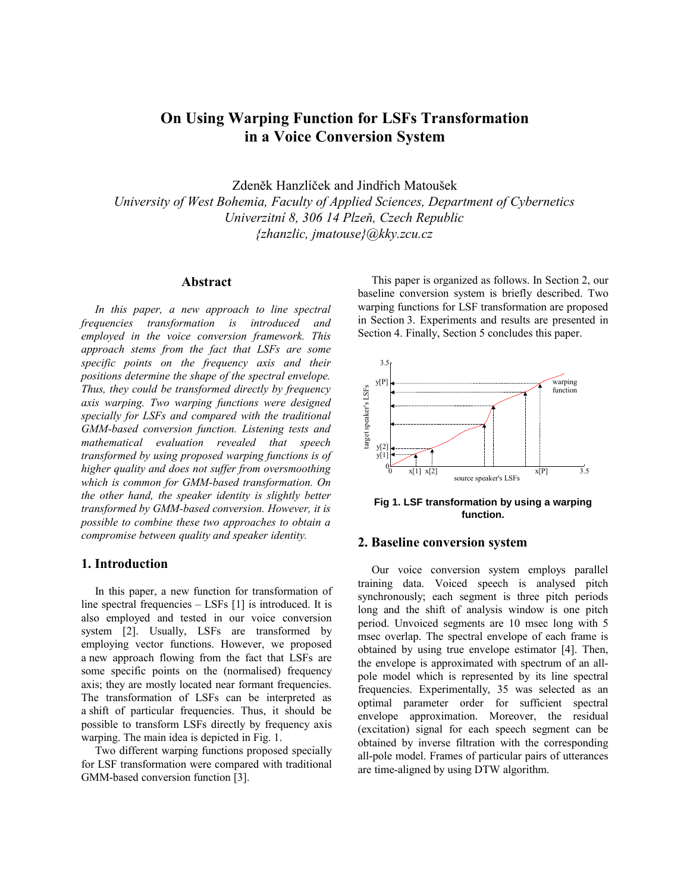# On Using Warping Function for LSFs Transformation in a Voice Conversion System

Zdeněk Hanzlíček and Jindřich Matoušek

*University of West Bohemia, Faculty of Applied Sciences, Department of Cybernetics*
*Univerzitní 8, 306 14 Plzeň, Czech Republic*
*{zhanzlic, jmatouse}@kky.zcu.cz*

## Abstract

*In this paper, a new approach to line spectral frequencies transformation is introduced and employed in the voice conversion framework. This approach stems from the fact that LSFs are some specific points on the frequency axis and their positions determine the shape of the spectral envelope. Thus, they could be transformed directly by frequency axis warping. Two warping functions were designed specially for LSFs and compared with the traditional GMM-based conversion function. Listening tests and mathematical evaluation revealed that speech transformed by using proposed warping functions is of higher quality and does not suffer from oversmoothing which is common for GMM-based transformation. On the other hand, the speaker identity is slightly better transformed by GMM-based conversion. However, it is possible to combine these two approaches to obtain a compromise between quality and speaker identity.*

## 1. Introduction

In this paper, a new function for transformation of line spectral frequencies – LSFs [1] is introduced. It is also employed and tested in our voice conversion system [2]. Usually, LSFs are transformed by employing vector functions. However, we proposed a new approach flowing from the fact that LSFs are some specific points on the (normalised) frequency axis; they are mostly located near formant frequencies. The transformation of LSFs can be interpreted as a shift of particular frequencies. Thus, it should be possible to transform LSFs directly by frequency axis warping. The main idea is depicted in Fig. 1.

Two different warping functions proposed specially for LSF transformation were compared with traditional GMM-based conversion function [3].

This paper is organized as follows. In Section 2, our baseline conversion system is briefly described. Two warping functions for LSF transformation are proposed in Section 3. Experiments and results are presented in Section 4. Finally, Section 5 concludes this paper.

**Fig 1. LSF transformation by using a warping function.**

## 2. Baseline conversion system

Our voice conversion system employs parallel training data. Voiced speech is analysed pitch synchronously; each segment is three pitch periods long and the shift of analysis window is one pitch period. Unvoiced segments are 10 msec long with 5 msec overlap. The spectral envelope of each frame is obtained by using true envelope estimator [4]. Then, the envelope is approximated with spectrum of an all-pole model which is represented by its line spectral frequencies. Experimentally, 35 was selected as an optimal parameter order for sufficient spectral envelope approximation. Moreover, the residual (excitation) signal for each speech segment can be obtained by inverse filtration with the corresponding all-pole model. Frames of particular pairs of utterances are time-aligned by using DTW algorithm.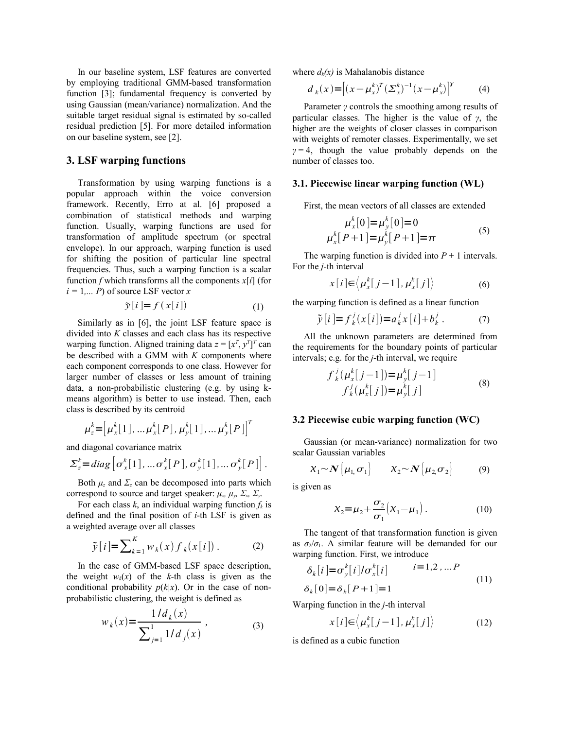In our baseline system, LSF features are converted by employing traditional GMM-based transformation function [3]; fundamental frequency is converted by using Gaussian (mean/variance) normalization. And the suitable target residual signal is estimated by so-called residual prediction [5]. For more detailed information on our baseline system, see [2].

## 3. LSF warping functions

Transformation by using warping functions is a popular approach within the voice conversion framework. Recently, Erro at al. [6] proposed a combination of statistical methods and warping function. Usually, warping functions are used for transformation of amplitude spectrum (or spectral envelope). In our approach, warping function is used for shifting the position of particular line spectral frequencies. Thus, such a warping function is a scalar function $f$ which transforms all the components $x[i]$ (for $i = 1,... P$) of source LSF vector $x$

$$\tilde{y}[i] = f(x[i]) \tag{1}$$

Similarly as in [6], the joint LSF feature space is divided into $K$ classes and each class has its respective warping function. Aligned training data $z = [x^T, y^T]^T$ can be described with a GMM with $K$ components where each component corresponds to one class. However for larger number of classes or less amount of training data, a non-probabilistic clustering (e.g. by using k-means algorithm) is better to use instead. Then, each class is described by its centroid

$$\mu_z^k = \left[\mu_x^k[1], ... \mu_x^k[P], \mu_y^k[1], ... \mu_y^k[P]\right]^T$$

and diagonal covariance matrix

$$\Sigma_z^k = diag\left[\sigma_x^k[1], ... \sigma_x^k[P], \sigma_y^k[1], ... \sigma_y^k[P]\right].$$

Both $\mu_z$ and $\Sigma_z$ can be decomposed into parts which correspond to source and target speaker: $\mu_x$, $\mu_y$, $\Sigma_x$, $\Sigma_y$.

For each class $k$, an individual warping function $f_k$ is defined and the final position of $i$-th LSF is given as a weighted average over all classes

$$\tilde{y}[i] = \sum_{k=1}^{K} w_k(x) f_k(x[i]). \tag{2}$$

In the case of GMM-based LSF space description, the weight $w_k(x)$ of the $k$-th class is given as the conditional probability $p(k|x)$. Or in the case of non-probabilistic clustering, the weight is defined as

$$w_k(x) = \frac{1/d_k(x)}{\sum_{j=1}^{1} 1/d_j(x)}, \tag{3}$$

where $d_k(x)$ is Mahalanobis distance

$$d_k(x) = \left[(x - \mu_x^k)^T (\Sigma_x^k)^{-1} (x - \mu_x^k)\right]^\gamma \tag{4}$$

Parameter $\gamma$ controls the smoothing among results of particular classes. The higher is the value of $\gamma$, the higher are the weights of closer classes in comparison with weights of remoter classes. Experimentally, we set $\gamma = 4$, though the value probably depends on the number of classes too.

### 3.1. Piecewise linear warping function (WL)

First, the mean vectors of all classes are extended

$$\begin{aligned} \mu_x^k[0] &= \mu_y^k[0] = 0 \\ \mu_x^k[P+1] &= \mu_y^k[P+1] = \pi \end{aligned} \tag{5}$$

The warping function is divided into $P + 1$ intervals. For the $j$-th interval

$$x[i] \in \left\langle \mu_x^k[j-1], \mu_x^k[j] \right\rangle \tag{6}$$

the warping function is defined as a linear function

$$\tilde{y}[i] = f_k^j(x[i]) = a_k^j x[i] + b_k^j. \tag{7}$$

All the unknown parameters are determined from the requirements for the boundary points of particular intervals; e.g. for the $j$-th interval, we require

$$\begin{aligned} f_k^j(\mu_x^k[j-1]) &= \mu_y^k[j-1] \\ f_k^j(\mu_x^k[j]) &= \mu_y^k[j] \end{aligned} \tag{8}$$

### 3.2 Piecewise cubic warping function (WC)

Gaussian (or mean-variance) normalization for two scalar Gaussian variables

$$\chi_1 \sim N\{\mu_1, \sigma_1\} \qquad \chi_2 \sim N\{\mu_2, \sigma_2\} \tag{9}$$

is given as

$$\chi_2 = \mu_2 + \frac{\sigma_2}{\sigma_1}(\chi_1 - \mu_1). \tag{10}$$

The tangent of that transformation function is given as $\sigma_2/\sigma_1$. A similar feature will be demanded for our warping function. First, we introduce

$$\begin{aligned} \delta_k[i] &= \sigma_y^k[i] / \sigma_x^k[i] \qquad i = 1, 2, ... P \\ \delta_k[0] &= \delta_k[P+1] = 1 \end{aligned} \tag{11}$$

Warping function in the $j$-th interval

$$x[i] \in \left\langle \mu_x^k[j-1], \mu_x^k[j] \right\rangle \tag{12}$$

is defined as a cubic function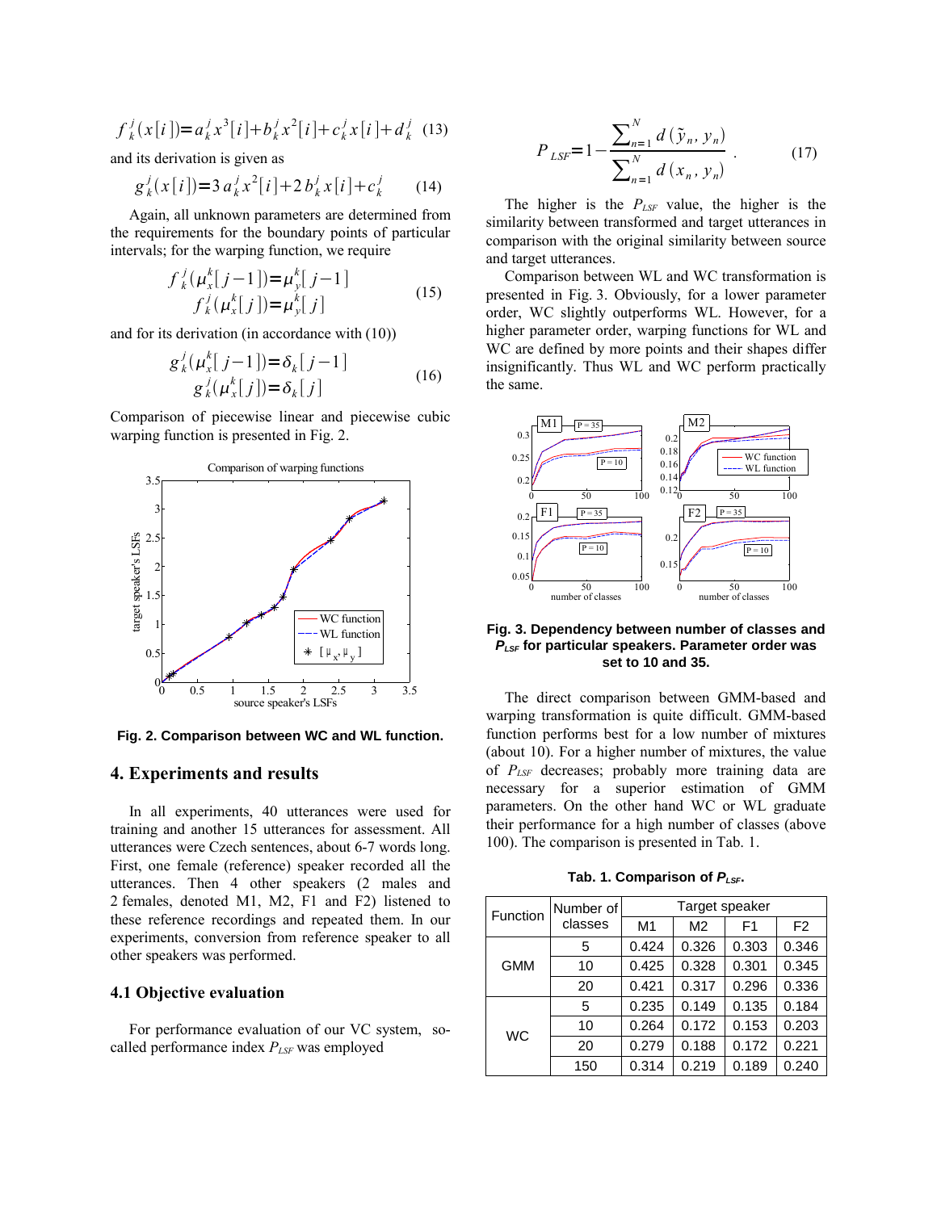$$f_k^j(x[i]) = a_k^j x^3[i] + b_k^j x^2[i] + c_k^j x[i] + d_k^j \quad (13)$$

and its derivation is given as

$$g_k^j(x[i]) = 3 a_k^j x^2[i] + 2 b_k^j x[i] + c_k^j \quad (14)$$

Again, all unknown parameters are determined from the requirements for the boundary points of particular intervals; for the warping function, we require

$$\begin{aligned} f_k^j(\mu_x^k[j-1]) &= \mu_y^k[j-1] \\ f_k^j(\mu_x^k[j]) &= \mu_y^k[j] \end{aligned} \quad (15)$$

and for its derivation (in accordance with (10))

$$\begin{aligned} g_k^j(\mu_x^k[j-1]) &= \delta_k[j-1] \\ g_k^j(\mu_x^k[j]) &= \delta_k[j] \end{aligned} \quad (16)$$

Comparison of piecewise linear and piecewise cubic warping function is presented in Fig. 2.

**Fig. 2. Comparison between WC and WL function.**

## 4. Experiments and results

In all experiments, 40 utterances were used for training and another 15 utterances for assessment. All utterances were Czech sentences, about 6-7 words long. First, one female (reference) speaker recorded all the utterances. Then 4 other speakers (2 males and 2 females, denoted M1, M2, F1 and F2) listened to these reference recordings and repeated them. In our experiments, conversion from reference speaker to all other speakers was performed.

### 4.1 Objective evaluation

For performance evaluation of our VC system, so-called performance index $P_{LSF}$ was employed

$$P_{LSF} = 1 - \frac{\sum_{n=1}^{N} d(\tilde{y}_n, y_n)}{\sum_{n=1}^{N} d(x_n, y_n)}. \quad (17)$$

The higher is the $P_{LSF}$ value, the higher is the similarity between transformed and target utterances in comparison with the original similarity between source and target utterances.

Comparison between WL and WC transformation is presented in Fig. 3. Obviously, for a lower parameter order, WC slightly outperforms WL. However, for a higher parameter order, warping functions for WL and WC are defined by more points and their shapes differ insignificantly. Thus WL and WC perform practically the same.

**Fig. 3. Dependency between number of classes and $P_{LSF}$ for particular speakers. Parameter order was set to 10 and 35.**

The direct comparison between GMM-based and warping transformation is quite difficult. GMM-based function performs best for a low number of mixtures (about 10). For a higher number of mixtures, the value of $P_{LSF}$ decreases; probably more training data are necessary for a superior estimation of GMM parameters. On the other hand WC or WL graduate their performance for a high number of classes (above 100). The comparison is presented in Tab. 1.

**Tab. 1. Comparison of $P_{LSF}$.**

| Function | Number of classes | Target speaker | | | |
|---|---|---|---|---|---|
| | | M1 | M2 | F1 | F2 |
| GMM | 5 | 0.424 | 0.326 | 0.303 | 0.346 |
| | 10 | 0.425 | 0.328 | 0.301 | 0.345 |
| | 20 | 0.421 | 0.317 | 0.296 | 0.336 |
| WC | 5 | 0.235 | 0.149 | 0.135 | 0.184 |
| | 10 | 0.264 | 0.172 | 0.153 | 0.203 |
| | 20 | 0.279 | 0.188 | 0.172 | 0.221 |
| | 150 | 0.314 | 0.219 | 0.189 | 0.240 |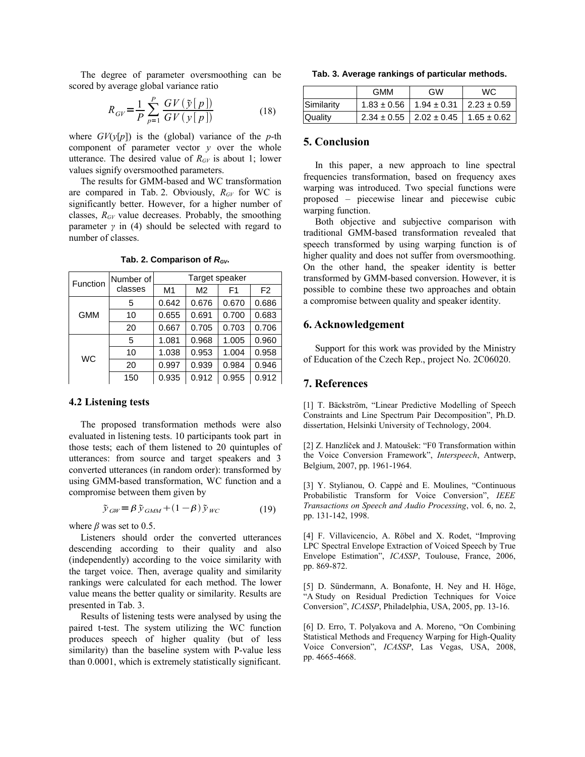The degree of parameter oversmoothing can be scored by average global variance ratio

$$R_{GV} = \frac{1}{P} \sum_{p=1}^{P} \frac{GV(\tilde{y}[p])}{GV(y[p])} \tag{18}$$

where $GV(y[p])$ is the (global) variance of the $p$-th component of parameter vector $y$ over the whole utterance. The desired value of $R_{GV}$ is about 1; lower values signify oversmoothed parameters.

The results for GMM-based and WC transformation are compared in Tab. 2. Obviously, $R_{GV}$ for WC is significantly better. However, for a higher number of classes, $R_{GV}$ value decreases. Probably, the smoothing parameter $\gamma$ in (4) should be selected with regard to number of classes.

**Tab. 2. Comparison of $R_{GV}$.**

| Function | Number of classes | Target speaker | | | |
|---|---|---|---|---|---|
| | | M1 | M2 | F1 | F2 |
| GMM | 5 | 0.642 | 0.676 | 0.670 | 0.686 |
| | 10 | 0.655 | 0.691 | 0.700 | 0.683 |
| | 20 | 0.667 | 0.705 | 0.703 | 0.706 |
| WC | 5 | 1.081 | 0.968 | 1.005 | 0.960 |
| | 10 | 1.038 | 0.953 | 1.004 | 0.958 |
| | 20 | 0.997 | 0.939 | 0.984 | 0.946 |
| | 150 | 0.935 | 0.912 | 0.955 | 0.912 |

### 4.2 Listening tests

The proposed transformation methods were also evaluated in listening tests. 10 participants took part in those tests; each of them listened to 20 quintuples of utterances: from source and target speakers and 3 converted utterances (in random order): transformed by using GMM-based transformation, WC function and a compromise between them given by

$$\tilde{y}_{GW} = \beta\,\tilde{y}_{GMM} + (1-\beta)\,\tilde{y}_{WC} \tag{19}$$

where $\beta$ was set to 0.5.

Listeners should order the converted utterances descending according to their quality and also (independently) according to the voice similarity with the target voice. Then, average quality and similarity rankings were calculated for each method. The lower value means the better quality or similarity. Results are presented in Tab. 3.

Results of listening tests were analysed by using the paired t-test. The system utilizing the WC function produces speech of higher quality (but of less similarity) than the baseline system with P-value less than 0.0001, which is extremely statistically significant.

**Tab. 3. Average rankings of particular methods.**

| | GMM | GW | WC |
|---|---|---|---|
| Similarity | 1.83 ± 0.56 | 1.94 ± 0.31 | 2.23 ± 0.59 |
| Quality | 2.34 ± 0.55 | 2.02 ± 0.45 | 1.65 ± 0.62 |

## 5. Conclusion

In this paper, a new approach to line spectral frequencies transformation, based on frequency axes warping was introduced. Two special functions were proposed – piecewise linear and piecewise cubic warping function.

Both objective and subjective comparison with traditional GMM-based transformation revealed that speech transformed by using warping function is of higher quality and does not suffer from oversmoothing. On the other hand, the speaker identity is better transformed by GMM-based conversion. However, it is possible to combine these two approaches and obtain a compromise between quality and speaker identity.

## 6. Acknowledgement

Support for this work was provided by the Ministry of Education of the Czech Rep., project No. 2C06020.

## 7. References

[1] T. Bäckström, "Linear Predictive Modelling of Speech Constraints and Line Spectrum Pair Decomposition", Ph.D. dissertation, Helsinki University of Technology, 2004.

[2] Z. Hanzlíček and J. Matoušek: "F0 Transformation within the Voice Conversion Framework", *Interspeech*, Antwerp, Belgium, 2007, pp. 1961-1964.

[3] Y. Stylianou, O. Cappé and E. Moulines, "Continuous Probabilistic Transform for Voice Conversion", *IEEE Transactions on Speech and Audio Processing*, vol. 6, no. 2, pp. 131-142, 1998.

[4] F. Villavicencio, A. Röbel and X. Rodet, "Improving LPC Spectral Envelope Extraction of Voiced Speech by True Envelope Estimation", *ICASSP*, Toulouse, France, 2006, pp. 869-872.

[5] D. Sündermann, A. Bonafonte, H. Ney and H. Höge, "A Study on Residual Prediction Techniques for Voice Conversion", *ICASSP*, Philadelphia, USA, 2005, pp. 13-16.

[6] D. Erro, T. Polyakova and A. Moreno, "On Combining Statistical Methods and Frequency Warping for High-Quality Voice Conversion", *ICASSP*, Las Vegas, USA, 2008, pp. 4665-4668.